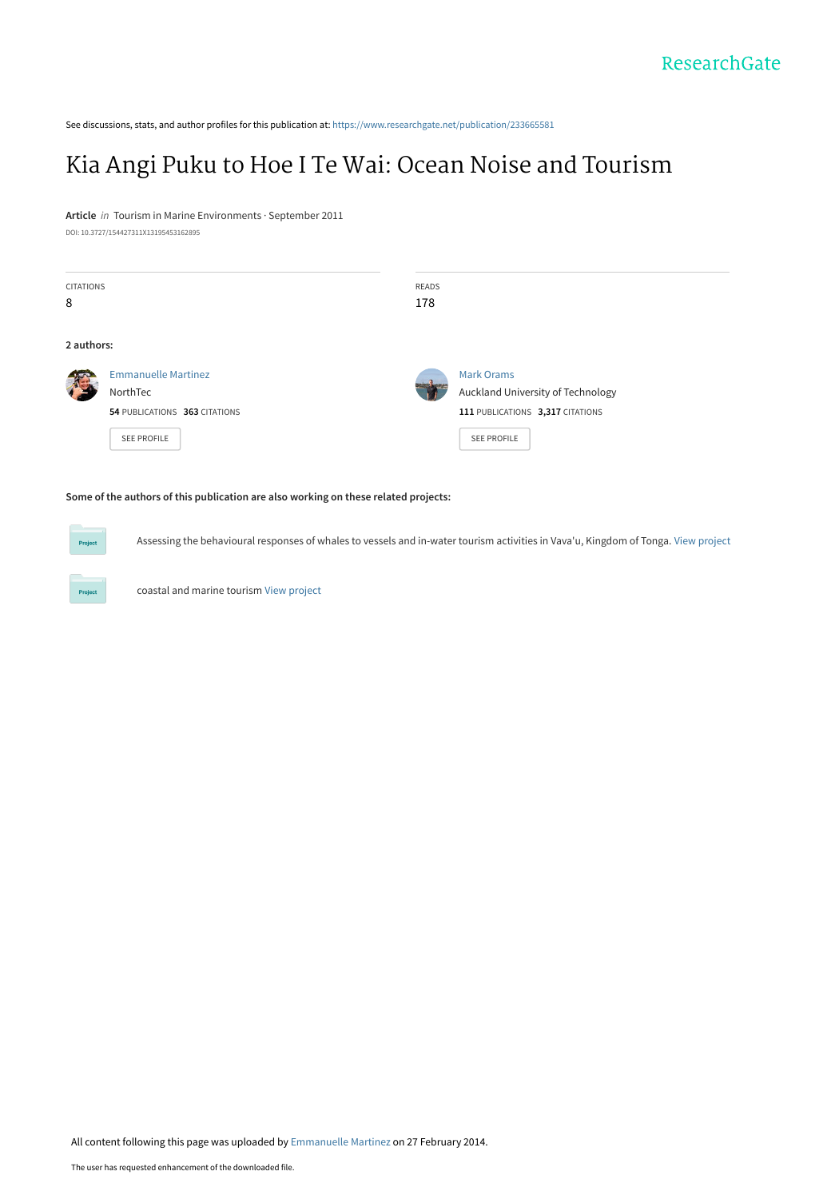ResearchGate

See discussions, stats, and author profiles for this publication at: https://www.researchgate.net/publication/233665581

# Kia Angi Puku to Hoe I Te Wai: Ocean Noise and Tourism

**Article** *in* Tourism in Marine Environments · September 2011

DOI: 10.3727/154427311X13195453162895

CITATIONS
8

READS
178

**2 authors:**

Emmanuelle Martinez
NorthTec
**54** PUBLICATIONS **363** CITATIONS

SEE PROFILE

Mark Orams
Auckland University of Technology
**111** PUBLICATIONS **3,317** CITATIONS

SEE PROFILE

**Some of the authors of this publication are also working on these related projects:**

Project: Assessing the behavioural responses of whales to vessels and in-water tourism activities in Vava'u, Kingdom of Tonga. View project

Project: coastal and marine tourism View project

All content following this page was uploaded by Emmanuelle Martinez on 27 February 2014.

The user has requested enhancement of the downloaded file.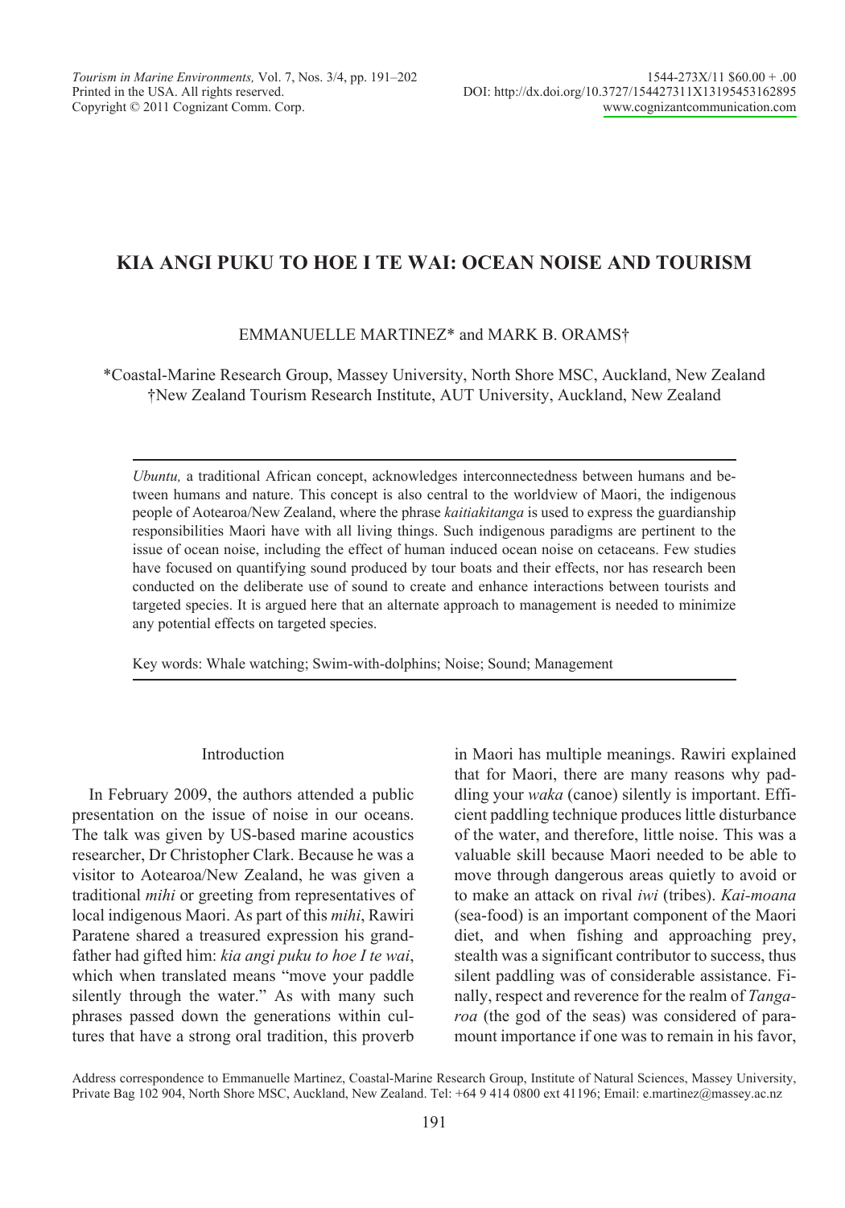# KIA ANGI PUKU TO HOE I TE WAI: OCEAN NOISE AND TOURISM

EMMANUELLE MARTINEZ* and MARK B. ORAMS†

*Coastal-Marine Research Group, Massey University, North Shore MSC, Auckland, New Zealand
†New Zealand Tourism Research Institute, AUT University, Auckland, New Zealand

*Ubuntu,* a traditional African concept, acknowledges interconnectedness between humans and between humans and nature. This concept is also central to the worldview of Maori, the indigenous people of Aotearoa/New Zealand, where the phrase *kaitiakitanga* is used to express the guardianship responsibilities Maori have with all living things. Such indigenous paradigms are pertinent to the issue of ocean noise, including the effect of human induced ocean noise on cetaceans. Few studies have focused on quantifying sound produced by tour boats and their effects, nor has research been conducted on the deliberate use of sound to create and enhance interactions between tourists and targeted species. It is argued here that an alternate approach to management is needed to minimize any potential effects on targeted species.

Key words: Whale watching; Swim-with-dolphins; Noise; Sound; Management

## Introduction

In February 2009, the authors attended a public presentation on the issue of noise in our oceans. The talk was given by US-based marine acoustics researcher, Dr Christopher Clark. Because he was a visitor to Aotearoa/New Zealand, he was given a traditional *mihi* or greeting from representatives of local indigenous Maori. As part of this *mihi*, Rawiri Paratene shared a treasured expression his grandfather had gifted him: *kia angi puku to hoe I te wai*, which when translated means "move your paddle silently through the water." As with many such phrases passed down the generations within cultures that have a strong oral tradition, this proverb in Maori has multiple meanings. Rawiri explained that for Maori, there are many reasons why paddling your *waka* (canoe) silently is important. Efficient paddling technique produces little disturbance of the water, and therefore, little noise. This was a valuable skill because Maori needed to be able to move through dangerous areas quietly to avoid or to make an attack on rival *iwi* (tribes). *Kai-moana* (sea-food) is an important component of the Maori diet, and when fishing and approaching prey, stealth was a significant contributor to success, thus silent paddling was of considerable assistance. Finally, respect and reverence for the realm of *Tangaroa* (the god of the seas) was considered of paramount importance if one was to remain in his favor,

Address correspondence to Emmanuelle Martinez, Coastal-Marine Research Group, Institute of Natural Sciences, Massey University, Private Bag 102 904, North Shore MSC, Auckland, New Zealand. Tel: +64 9 414 0800 ext 41196; Email: e.martinez@massey.ac.nz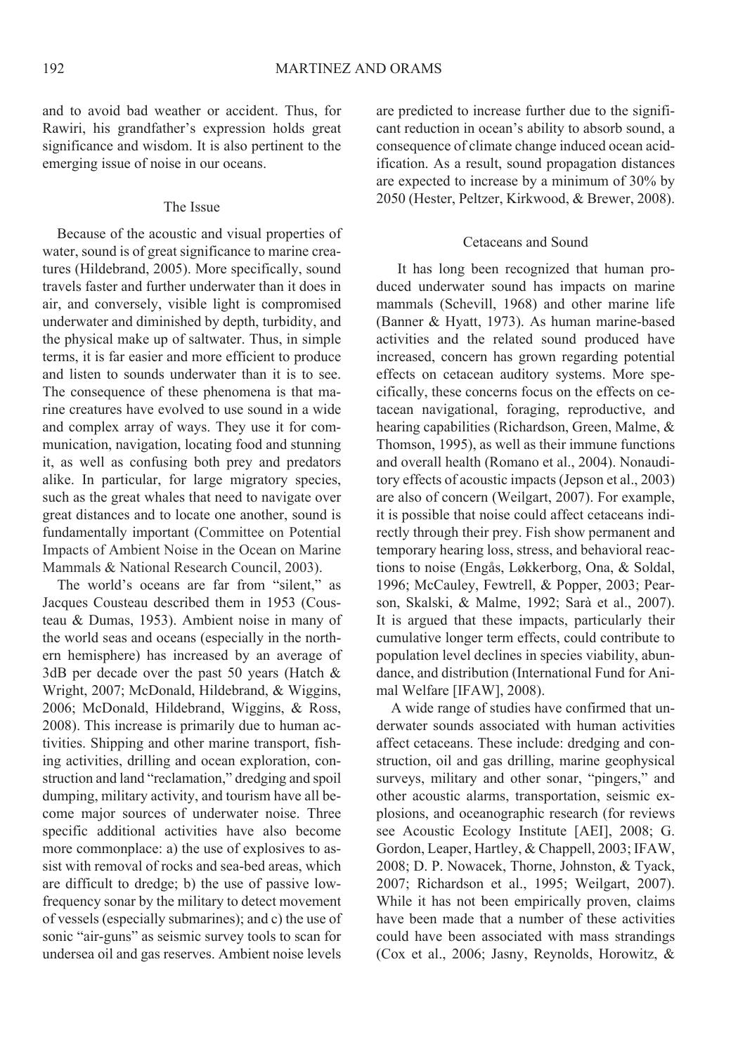and to avoid bad weather or accident. Thus, for Rawiri, his grandfather's expression holds great significance and wisdom. It is also pertinent to the emerging issue of noise in our oceans.

## The Issue

Because of the acoustic and visual properties of water, sound is of great significance to marine creatures (Hildebrand, 2005). More specifically, sound travels faster and further underwater than it does in air, and conversely, visible light is compromised underwater and diminished by depth, turbidity, and the physical make up of saltwater. Thus, in simple terms, it is far easier and more efficient to produce and listen to sounds underwater than it is to see. The consequence of these phenomena is that marine creatures have evolved to use sound in a wide and complex array of ways. They use it for communication, navigation, locating food and stunning it, as well as confusing both prey and predators alike. In particular, for large migratory species, such as the great whales that need to navigate over great distances and to locate one another, sound is fundamentally important (Committee on Potential Impacts of Ambient Noise in the Ocean on Marine Mammals & National Research Council, 2003).

The world's oceans are far from "silent," as Jacques Cousteau described them in 1953 (Cousteau & Dumas, 1953). Ambient noise in many of the world seas and oceans (especially in the northern hemisphere) has increased by an average of 3dB per decade over the past 50 years (Hatch & Wright, 2007; McDonald, Hildebrand, & Wiggins, 2006; McDonald, Hildebrand, Wiggins, & Ross, 2008). This increase is primarily due to human activities. Shipping and other marine transport, fishing activities, drilling and ocean exploration, construction and land "reclamation," dredging and spoil dumping, military activity, and tourism have all become major sources of underwater noise. Three specific additional activities have also become more commonplace: a) the use of explosives to assist with removal of rocks and sea-bed areas, which are difficult to dredge; b) the use of passive low-frequency sonar by the military to detect movement of vessels (especially submarines); and c) the use of sonic "air-guns" as seismic survey tools to scan for undersea oil and gas reserves. Ambient noise levels are predicted to increase further due to the significant reduction in ocean's ability to absorb sound, a consequence of climate change induced ocean acidification. As a result, sound propagation distances are expected to increase by a minimum of 30% by 2050 (Hester, Peltzer, Kirkwood, & Brewer, 2008).

## Cetaceans and Sound

It has long been recognized that human produced underwater sound has impacts on marine mammals (Schevill, 1968) and other marine life (Banner & Hyatt, 1973). As human marine-based activities and the related sound produced have increased, concern has grown regarding potential effects on cetacean auditory systems. More specifically, these concerns focus on the effects on cetacean navigational, foraging, reproductive, and hearing capabilities (Richardson, Green, Malme, & Thomson, 1995), as well as their immune functions and overall health (Romano et al., 2004). Nonauditory effects of acoustic impacts (Jepson et al., 2003) are also of concern (Weilgart, 2007). For example, it is possible that noise could affect cetaceans indirectly through their prey. Fish show permanent and temporary hearing loss, stress, and behavioral reactions to noise (Engås, Løkkerborg, Ona, & Soldal, 1996; McCauley, Fewtrell, & Popper, 2003; Pearson, Skalski, & Malme, 1992; Sarà et al., 2007). It is argued that these impacts, particularly their cumulative longer term effects, could contribute to population level declines in species viability, abundance, and distribution (International Fund for Animal Welfare [IFAW], 2008).

A wide range of studies have confirmed that underwater sounds associated with human activities affect cetaceans. These include: dredging and construction, oil and gas drilling, marine geophysical surveys, military and other sonar, "pingers," and other acoustic alarms, transportation, seismic explosions, and oceanographic research (for reviews see Acoustic Ecology Institute [AEI], 2008; G. Gordon, Leaper, Hartley, & Chappell, 2003; IFAW, 2008; D. P. Nowacek, Thorne, Johnston, & Tyack, 2007; Richardson et al., 1995; Weilgart, 2007). While it has not been empirically proven, claims have been made that a number of these activities could have been associated with mass strandings (Cox et al., 2006; Jasny, Reynolds, Horowitz, &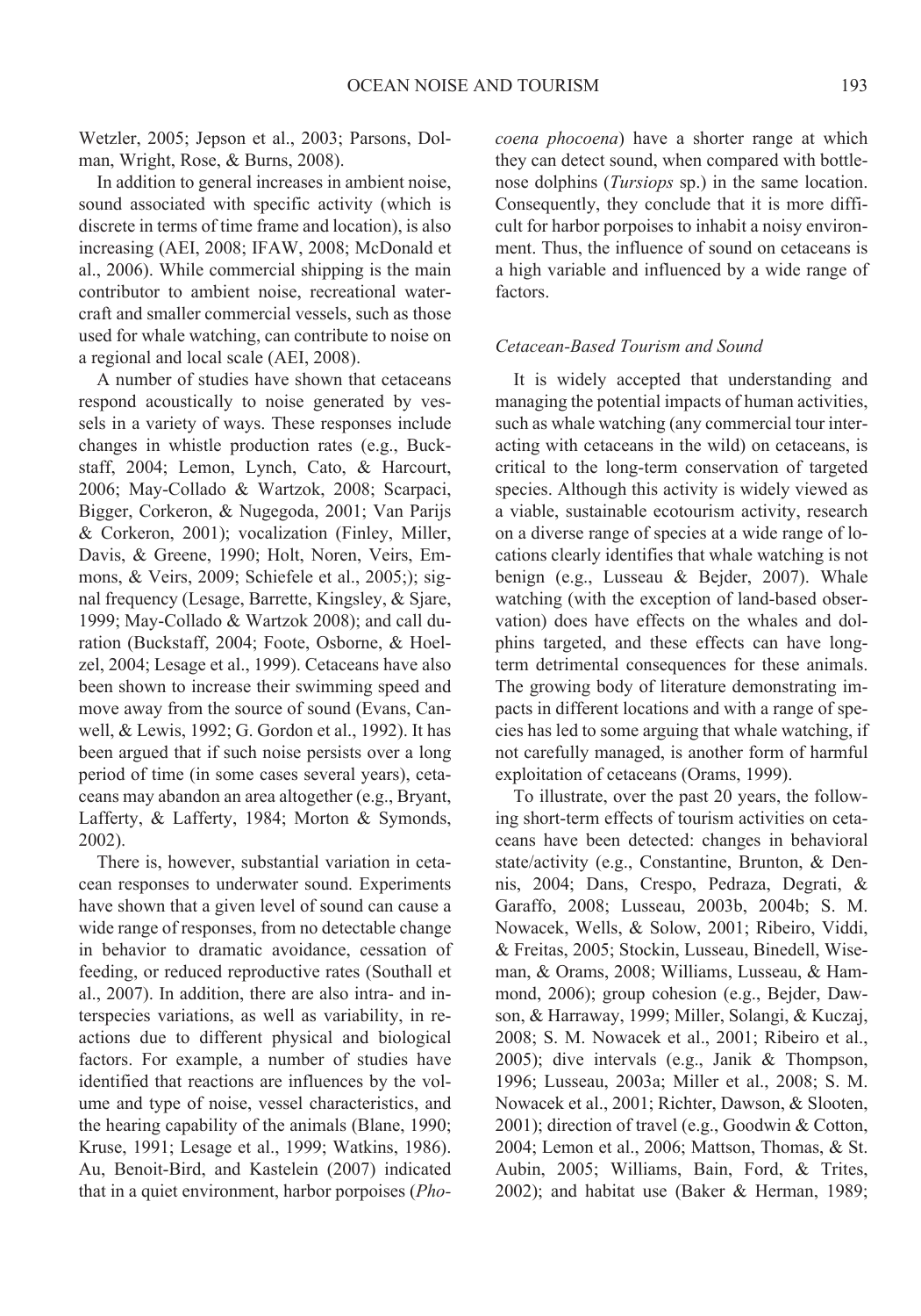Wetzler, 2005; Jepson et al., 2003; Parsons, Dolman, Wright, Rose, & Burns, 2008).

In addition to general increases in ambient noise, sound associated with specific activity (which is discrete in terms of time frame and location), is also increasing (AEI, 2008; IFAW, 2008; McDonald et al., 2006). While commercial shipping is the main contributor to ambient noise, recreational watercraft and smaller commercial vessels, such as those used for whale watching, can contribute to noise on a regional and local scale (AEI, 2008).

A number of studies have shown that cetaceans respond acoustically to noise generated by vessels in a variety of ways. These responses include changes in whistle production rates (e.g., Buckstaff, 2004; Lemon, Lynch, Cato, & Harcourt, 2006; May-Collado & Wartzok, 2008; Scarpaci, Bigger, Corkeron, & Nugegoda, 2001; Van Parijs & Corkeron, 2001); vocalization (Finley, Miller, Davis, & Greene, 1990; Holt, Noren, Veirs, Emmons, & Veirs, 2009; Schiefele et al., 2005;); signal frequency (Lesage, Barrette, Kingsley, & Sjare, 1999; May-Collado & Wartzok 2008); and call duration (Buckstaff, 2004; Foote, Osborne, & Hoelzel, 2004; Lesage et al., 1999). Cetaceans have also been shown to increase their swimming speed and move away from the source of sound (Evans, Canwell, & Lewis, 1992; G. Gordon et al., 1992). It has been argued that if such noise persists over a long period of time (in some cases several years), cetaceans may abandon an area altogether (e.g., Bryant, Lafferty, & Lafferty, 1984; Morton & Symonds, 2002).

There is, however, substantial variation in cetacean responses to underwater sound. Experiments have shown that a given level of sound can cause a wide range of responses, from no detectable change in behavior to dramatic avoidance, cessation of feeding, or reduced reproductive rates (Southall et al., 2007). In addition, there are also intra- and interspecies variations, as well as variability, in reactions due to different physical and biological factors. For example, a number of studies have identified that reactions are influences by the volume and type of noise, vessel characteristics, and the hearing capability of the animals (Blane, 1990; Kruse, 1991; Lesage et al., 1999; Watkins, 1986). Au, Benoit-Bird, and Kastelein (2007) indicated that in a quiet environment, harbor porpoises (*Phocoena phocoena*) have a shorter range at which they can detect sound, when compared with bottlenose dolphins (*Tursiops* sp.) in the same location. Consequently, they conclude that it is more difficult for harbor porpoises to inhabit a noisy environment. Thus, the influence of sound on cetaceans is a high variable and influenced by a wide range of factors.

### *Cetacean-Based Tourism and Sound*

It is widely accepted that understanding and managing the potential impacts of human activities, such as whale watching (any commercial tour interacting with cetaceans in the wild) on cetaceans, is critical to the long-term conservation of targeted species. Although this activity is widely viewed as a viable, sustainable ecotourism activity, research on a diverse range of species at a wide range of locations clearly identifies that whale watching is not benign (e.g., Lusseau & Bejder, 2007). Whale watching (with the exception of land-based observation) does have effects on the whales and dolphins targeted, and these effects can have long-term detrimental consequences for these animals. The growing body of literature demonstrating impacts in different locations and with a range of species has led to some arguing that whale watching, if not carefully managed, is another form of harmful exploitation of cetaceans (Orams, 1999).

To illustrate, over the past 20 years, the following short-term effects of tourism activities on cetaceans have been detected: changes in behavioral state/activity (e.g., Constantine, Brunton, & Dennis, 2004; Dans, Crespo, Pedraza, Degrati, & Garaffo, 2008; Lusseau, 2003b, 2004b; S. M. Nowacek, Wells, & Solow, 2001; Ribeiro, Viddi, & Freitas, 2005; Stockin, Lusseau, Binedell, Wiseman, & Orams, 2008; Williams, Lusseau, & Hammond, 2006); group cohesion (e.g., Bejder, Dawson, & Harraway, 1999; Miller, Solangi, & Kuczaj, 2008; S. M. Nowacek et al., 2001; Ribeiro et al., 2005); dive intervals (e.g., Janik & Thompson, 1996; Lusseau, 2003a; Miller et al., 2008; S. M. Nowacek et al., 2001; Richter, Dawson, & Slooten, 2001); direction of travel (e.g., Goodwin & Cotton, 2004; Lemon et al., 2006; Mattson, Thomas, & St. Aubin, 2005; Williams, Bain, Ford, & Trites, 2002); and habitat use (Baker & Herman, 1989;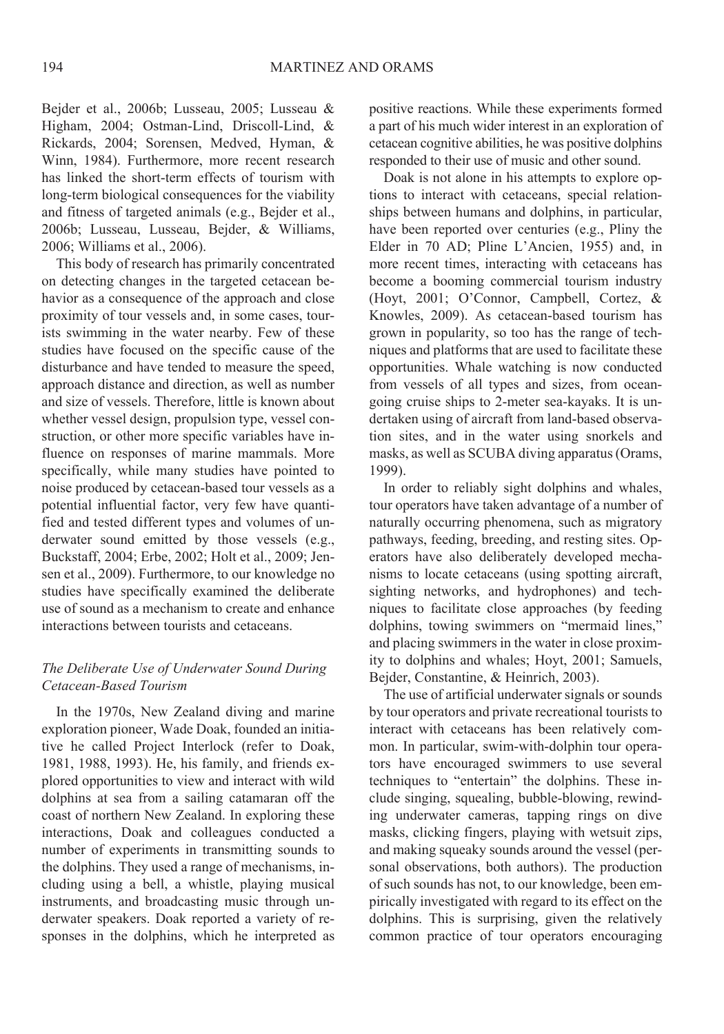Bejder et al., 2006b; Lusseau, 2005; Lusseau & Higham, 2004; Ostman-Lind, Driscoll-Lind, & Rickards, 2004; Sorensen, Medved, Hyman, & Winn, 1984). Furthermore, more recent research has linked the short-term effects of tourism with long-term biological consequences for the viability and fitness of targeted animals (e.g., Bejder et al., 2006b; Lusseau, Lusseau, Bejder, & Williams, 2006; Williams et al., 2006).

This body of research has primarily concentrated on detecting changes in the targeted cetacean behavior as a consequence of the approach and close proximity of tour vessels and, in some cases, tourists swimming in the water nearby. Few of these studies have focused on the specific cause of the disturbance and have tended to measure the speed, approach distance and direction, as well as number and size of vessels. Therefore, little is known about whether vessel design, propulsion type, vessel construction, or other more specific variables have influence on responses of marine mammals. More specifically, while many studies have pointed to noise produced by cetacean-based tour vessels as a potential influential factor, very few have quantified and tested different types and volumes of underwater sound emitted by those vessels (e.g., Buckstaff, 2004; Erbe, 2002; Holt et al., 2009; Jensen et al., 2009). Furthermore, to our knowledge no studies have specifically examined the deliberate use of sound as a mechanism to create and enhance interactions between tourists and cetaceans.

### *The Deliberate Use of Underwater Sound During Cetacean-Based Tourism*

In the 1970s, New Zealand diving and marine exploration pioneer, Wade Doak, founded an initiative he called Project Interlock (refer to Doak, 1981, 1988, 1993). He, his family, and friends explored opportunities to view and interact with wild dolphins at sea from a sailing catamaran off the coast of northern New Zealand. In exploring these interactions, Doak and colleagues conducted a number of experiments in transmitting sounds to the dolphins. They used a range of mechanisms, including using a bell, a whistle, playing musical instruments, and broadcasting music through underwater speakers. Doak reported a variety of responses in the dolphins, which he interpreted as positive reactions. While these experiments formed a part of his much wider interest in an exploration of cetacean cognitive abilities, he was positive dolphins responded to their use of music and other sound.

Doak is not alone in his attempts to explore options to interact with cetaceans, special relationships between humans and dolphins, in particular, have been reported over centuries (e.g., Pliny the Elder in 70 AD; Pline L'Ancien, 1955) and, in more recent times, interacting with cetaceans has become a booming commercial tourism industry (Hoyt, 2001; O'Connor, Campbell, Cortez, & Knowles, 2009). As cetacean-based tourism has grown in popularity, so too has the range of techniques and platforms that are used to facilitate these opportunities. Whale watching is now conducted from vessels of all types and sizes, from ocean-going cruise ships to 2-meter sea-kayaks. It is undertaken using of aircraft from land-based observation sites, and in the water using snorkels and masks, as well as SCUBA diving apparatus (Orams, 1999).

In order to reliably sight dolphins and whales, tour operators have taken advantage of a number of naturally occurring phenomena, such as migratory pathways, feeding, breeding, and resting sites. Operators have also deliberately developed mechanisms to locate cetaceans (using spotting aircraft, sighting networks, and hydrophones) and techniques to facilitate close approaches (by feeding dolphins, towing swimmers on "mermaid lines," and placing swimmers in the water in close proximity to dolphins and whales; Hoyt, 2001; Samuels, Bejder, Constantine, & Heinrich, 2003).

The use of artificial underwater signals or sounds by tour operators and private recreational tourists to interact with cetaceans has been relatively common. In particular, swim-with-dolphin tour operators have encouraged swimmers to use several techniques to "entertain" the dolphins. These include singing, squealing, bubble-blowing, rewinding underwater cameras, tapping rings on dive masks, clicking fingers, playing with wetsuit zips, and making squeaky sounds around the vessel (personal observations, both authors). The production of such sounds has not, to our knowledge, been empirically investigated with regard to its effect on the dolphins. This is surprising, given the relatively common practice of tour operators encouraging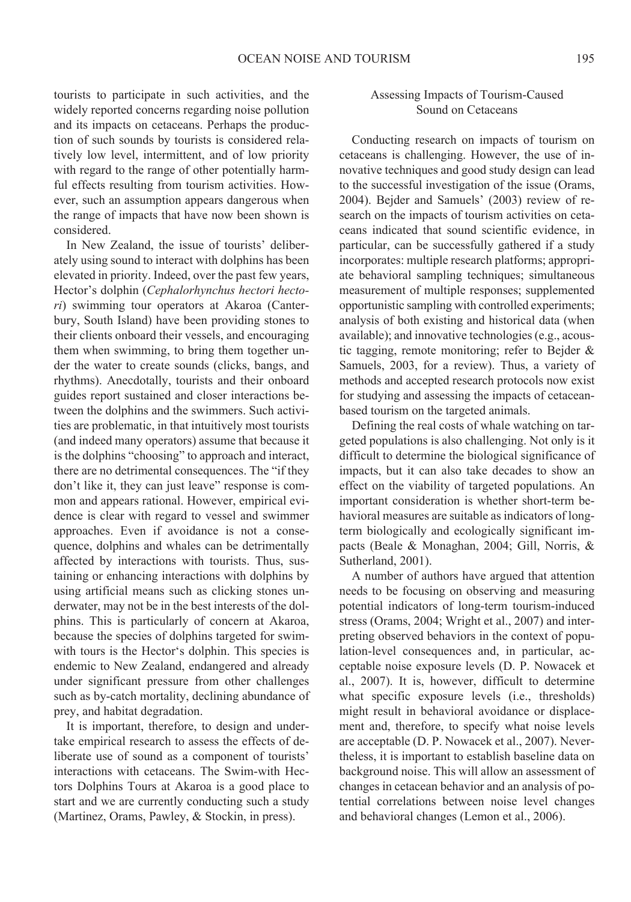tourists to participate in such activities, and the widely reported concerns regarding noise pollution and its impacts on cetaceans. Perhaps the production of such sounds by tourists is considered relatively low level, intermittent, and of low priority with regard to the range of other potentially harmful effects resulting from tourism activities. However, such an assumption appears dangerous when the range of impacts that have now been shown is considered.

In New Zealand, the issue of tourists' deliberately using sound to interact with dolphins has been elevated in priority. Indeed, over the past few years, Hector's dolphin (*Cephalorhynchus hectori hectori*) swimming tour operators at Akaroa (Canterbury, South Island) have been providing stones to their clients onboard their vessels, and encouraging them when swimming, to bring them together under the water to create sounds (clicks, bangs, and rhythms). Anecdotally, tourists and their onboard guides report sustained and closer interactions between the dolphins and the swimmers. Such activities are problematic, in that intuitively most tourists (and indeed many operators) assume that because it is the dolphins "choosing" to approach and interact, there are no detrimental consequences. The "if they don't like it, they can just leave" response is common and appears rational. However, empirical evidence is clear with regard to vessel and swimmer approaches. Even if avoidance is not a consequence, dolphins and whales can be detrimentally affected by interactions with tourists. Thus, sustaining or enhancing interactions with dolphins by using artificial means such as clicking stones underwater, may not be in the best interests of the dolphins. This is particularly of concern at Akaroa, because the species of dolphins targeted for swim-with tours is the Hector's dolphin. This species is endemic to New Zealand, endangered and already under significant pressure from other challenges such as by-catch mortality, declining abundance of prey, and habitat degradation.

It is important, therefore, to design and undertake empirical research to assess the effects of deliberate use of sound as a component of tourists' interactions with cetaceans. The Swim-with Hectors Dolphins Tours at Akaroa is a good place to start and we are currently conducting such a study (Martinez, Orams, Pawley, & Stockin, in press).

## Assessing Impacts of Tourism-Caused Sound on Cetaceans

Conducting research on impacts of tourism on cetaceans is challenging. However, the use of innovative techniques and good study design can lead to the successful investigation of the issue (Orams, 2004). Bejder and Samuels' (2003) review of research on the impacts of tourism activities on cetaceans indicated that sound scientific evidence, in particular, can be successfully gathered if a study incorporates: multiple research platforms; appropriate behavioral sampling techniques; simultaneous measurement of multiple responses; supplemented opportunistic sampling with controlled experiments; analysis of both existing and historical data (when available); and innovative technologies (e.g., acoustic tagging, remote monitoring; refer to Bejder & Samuels, 2003, for a review). Thus, a variety of methods and accepted research protocols now exist for studying and assessing the impacts of cetacean-based tourism on the targeted animals.

Defining the real costs of whale watching on targeted populations is also challenging. Not only is it difficult to determine the biological significance of impacts, but it can also take decades to show an effect on the viability of targeted populations. An important consideration is whether short-term behavioral measures are suitable as indicators of long-term biologically and ecologically significant impacts (Beale & Monaghan, 2004; Gill, Norris, & Sutherland, 2001).

A number of authors have argued that attention needs to be focusing on observing and measuring potential indicators of long-term tourism-induced stress (Orams, 2004; Wright et al., 2007) and interpreting observed behaviors in the context of population-level consequences and, in particular, acceptable noise exposure levels (D. P. Nowacek et al., 2007). It is, however, difficult to determine what specific exposure levels (i.e., thresholds) might result in behavioral avoidance or displacement and, therefore, to specify what noise levels are acceptable (D. P. Nowacek et al., 2007). Nevertheless, it is important to establish baseline data on background noise. This will allow an assessment of changes in cetacean behavior and an analysis of potential correlations between noise level changes and behavioral changes (Lemon et al., 2006).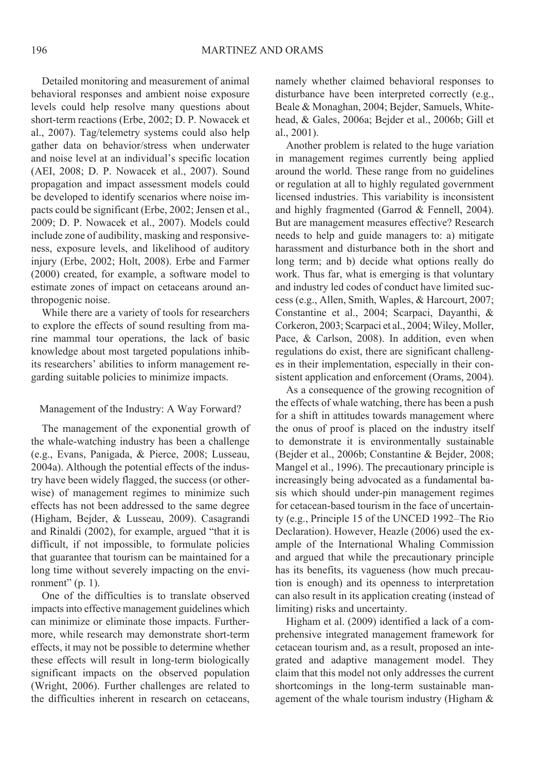Detailed monitoring and measurement of animal behavioral responses and ambient noise exposure levels could help resolve many questions about short-term reactions (Erbe, 2002; D. P. Nowacek et al., 2007). Tag/telemetry systems could also help gather data on behavior/stress when underwater and noise level at an individual's specific location (AEI, 2008; D. P. Nowacek et al., 2007). Sound propagation and impact assessment models could be developed to identify scenarios where noise impacts could be significant (Erbe, 2002; Jensen et al., 2009; D. P. Nowacek et al., 2007). Models could include zone of audibility, masking and responsiveness, exposure levels, and likelihood of auditory injury (Erbe, 2002; Holt, 2008). Erbe and Farmer (2000) created, for example, a software model to estimate zones of impact on cetaceans around anthropogenic noise.

While there are a variety of tools for researchers to explore the effects of sound resulting from marine mammal tour operations, the lack of basic knowledge about most targeted populations inhibits researchers' abilities to inform management regarding suitable policies to minimize impacts.

## Management of the Industry: A Way Forward?

The management of the exponential growth of the whale-watching industry has been a challenge (e.g., Evans, Panigada, & Pierce, 2008; Lusseau, 2004a). Although the potential effects of the industry have been widely flagged, the success (or otherwise) of management regimes to minimize such effects has not been addressed to the same degree (Higham, Bejder, & Lusseau, 2009). Casagrandi and Rinaldi (2002), for example, argued "that it is difficult, if not impossible, to formulate policies that guarantee that tourism can be maintained for a long time without severely impacting on the environment" (p. 1).

One of the difficulties is to translate observed impacts into effective management guidelines which can minimize or eliminate those impacts. Furthermore, while research may demonstrate short-term effects, it may not be possible to determine whether these effects will result in long-term biologically significant impacts on the observed population (Wright, 2006). Further challenges are related to the difficulties inherent in research on cetaceans, namely whether claimed behavioral responses to disturbance have been interpreted correctly (e.g., Beale & Monaghan, 2004; Bejder, Samuels, Whitehead, & Gales, 2006a; Bejder et al., 2006b; Gill et al., 2001).

Another problem is related to the huge variation in management regimes currently being applied around the world. These range from no guidelines or regulation at all to highly regulated government licensed industries. This variability is inconsistent and highly fragmented (Garrod & Fennell, 2004). But are management measures effective? Research needs to help and guide managers to: a) mitigate harassment and disturbance both in the short and long term; and b) decide what options really do work. Thus far, what is emerging is that voluntary and industry led codes of conduct have limited success (e.g., Allen, Smith, Waples, & Harcourt, 2007; Constantine et al., 2004; Scarpaci, Dayanthi, & Corkeron, 2003; Scarpaci et al., 2004; Wiley, Moller, Pace, & Carlson, 2008). In addition, even when regulations do exist, there are significant challenges in their implementation, especially in their consistent application and enforcement (Orams, 2004).

As a consequence of the growing recognition of the effects of whale watching, there has been a push for a shift in attitudes towards management where the onus of proof is placed on the industry itself to demonstrate it is environmentally sustainable (Bejder et al., 2006b; Constantine & Bejder, 2008; Mangel et al., 1996). The precautionary principle is increasingly being advocated as a fundamental basis which should under-pin management regimes for cetacean-based tourism in the face of uncertainty (e.g., Principle 15 of the UNCED 1992–The Rio Declaration). However, Heazle (2006) used the example of the International Whaling Commission and argued that while the precautionary principle has its benefits, its vagueness (how much precaution is enough) and its openness to interpretation can also result in its application creating (instead of limiting) risks and uncertainty.

Higham et al. (2009) identified a lack of a comprehensive integrated management framework for cetacean tourism and, as a result, proposed an integrated and adaptive management model. They claim that this model not only addresses the current shortcomings in the long-term sustainable management of the whale tourism industry (Higham &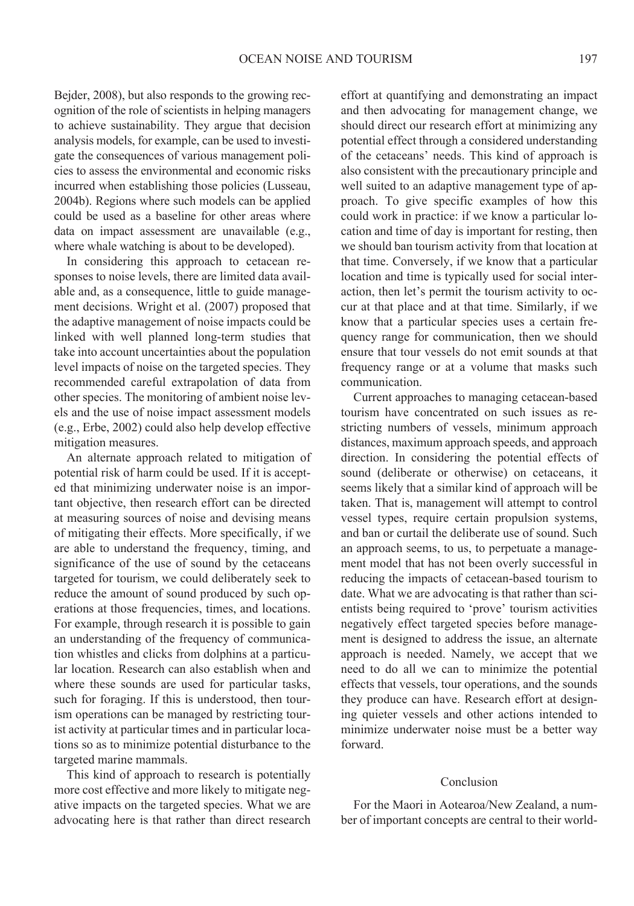Bejder, 2008), but also responds to the growing recognition of the role of scientists in helping managers to achieve sustainability. They argue that decision analysis models, for example, can be used to investigate the consequences of various management policies to assess the environmental and economic risks incurred when establishing those policies (Lusseau, 2004b). Regions where such models can be applied could be used as a baseline for other areas where data on impact assessment are unavailable (e.g., where whale watching is about to be developed).

In considering this approach to cetacean responses to noise levels, there are limited data available and, as a consequence, little to guide management decisions. Wright et al. (2007) proposed that the adaptive management of noise impacts could be linked with well planned long-term studies that take into account uncertainties about the population level impacts of noise on the targeted species. They recommended careful extrapolation of data from other species. The monitoring of ambient noise levels and the use of noise impact assessment models (e.g., Erbe, 2002) could also help develop effective mitigation measures.

An alternate approach related to mitigation of potential risk of harm could be used. If it is accepted that minimizing underwater noise is an important objective, then research effort can be directed at measuring sources of noise and devising means of mitigating their effects. More specifically, if we are able to understand the frequency, timing, and significance of the use of sound by the cetaceans targeted for tourism, we could deliberately seek to reduce the amount of sound produced by such operations at those frequencies, times, and locations. For example, through research it is possible to gain an understanding of the frequency of communication whistles and clicks from dolphins at a particular location. Research can also establish when and where these sounds are used for particular tasks, such for foraging. If this is understood, then tourism operations can be managed by restricting tourist activity at particular times and in particular locations so as to minimize potential disturbance to the targeted marine mammals.

This kind of approach to research is potentially more cost effective and more likely to mitigate negative impacts on the targeted species. What we are advocating here is that rather than direct research effort at quantifying and demonstrating an impact and then advocating for management change, we should direct our research effort at minimizing any potential effect through a considered understanding of the cetaceans' needs. This kind of approach is also consistent with the precautionary principle and well suited to an adaptive management type of approach. To give specific examples of how this could work in practice: if we know a particular location and time of day is important for resting, then we should ban tourism activity from that location at that time. Conversely, if we know that a particular location and time is typically used for social interaction, then let's permit the tourism activity to occur at that place and at that time. Similarly, if we know that a particular species uses a certain frequency range for communication, then we should ensure that tour vessels do not emit sounds at that frequency range or at a volume that masks such communication.

Current approaches to managing cetacean-based tourism have concentrated on such issues as restricting numbers of vessels, minimum approach distances, maximum approach speeds, and approach direction. In considering the potential effects of sound (deliberate or otherwise) on cetaceans, it seems likely that a similar kind of approach will be taken. That is, management will attempt to control vessel types, require certain propulsion systems, and ban or curtail the deliberate use of sound. Such an approach seems, to us, to perpetuate a management model that has not been overly successful in reducing the impacts of cetacean-based tourism to date. What we are advocating is that rather than scientists being required to 'prove' tourism activities negatively effect targeted species before management is designed to address the issue, an alternate approach is needed. Namely, we accept that we need to do all we can to minimize the potential effects that vessels, tour operations, and the sounds they produce can have. Research effort at designing quieter vessels and other actions intended to minimize underwater noise must be a better way forward.

## Conclusion

For the Maori in Aotearoa/New Zealand, a number of important concepts are central to their world-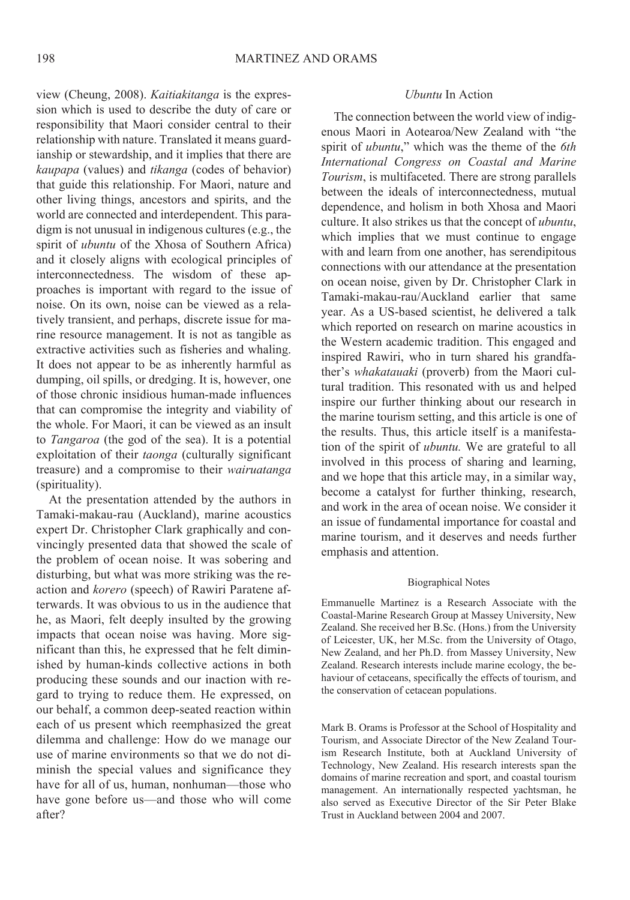view (Cheung, 2008). *Kaitiakitanga* is the expression which is used to describe the duty of care or responsibility that Maori consider central to their relationship with nature. Translated it means guardianship or stewardship, and it implies that there are *kaupapa* (values) and *tikanga* (codes of behavior) that guide this relationship. For Maori, nature and other living things, ancestors and spirits, and the world are connected and interdependent. This paradigm is not unusual in indigenous cultures (e.g., the spirit of *ubuntu* of the Xhosa of Southern Africa) and it closely aligns with ecological principles of interconnectedness. The wisdom of these approaches is important with regard to the issue of noise. On its own, noise can be viewed as a relatively transient, and perhaps, discrete issue for marine resource management. It is not as tangible as extractive activities such as fisheries and whaling. It does not appear to be as inherently harmful as dumping, oil spills, or dredging. It is, however, one of those chronic insidious human-made influences that can compromise the integrity and viability of the whole. For Maori, it can be viewed as an insult to *Tangaroa* (the god of the sea). It is a potential exploitation of their *taonga* (culturally significant treasure) and a compromise to their *wairuatanga* (spirituality).

At the presentation attended by the authors in Tamaki-makau-rau (Auckland), marine acoustics expert Dr. Christopher Clark graphically and convincingly presented data that showed the scale of the problem of ocean noise. It was sobering and disturbing, but what was more striking was the reaction and *korero* (speech) of Rawiri Paratene afterwards. It was obvious to us in the audience that he, as Maori, felt deeply insulted by the growing impacts that ocean noise was having. More significant than this, he expressed that he felt diminished by human-kinds collective actions in both producing these sounds and our inaction with regard to trying to reduce them. He expressed, on our behalf, a common deep-seated reaction within each of us present which reemphasized the great dilemma and challenge: How do we manage our use of marine environments so that we do not diminish the special values and significance they have for all of us, human, nonhuman—those who have gone before us—and those who will come after?

## *Ubuntu* In Action

The connection between the world view of indigenous Maori in Aotearoa/New Zealand with "the spirit of *ubuntu*," which was the theme of the *6th International Congress on Coastal and Marine Tourism*, is multifaceted. There are strong parallels between the ideals of interconnectedness, mutual dependence, and holism in both Xhosa and Maori culture. It also strikes us that the concept of *ubuntu*, which implies that we must continue to engage with and learn from one another, has serendipitous connections with our attendance at the presentation on ocean noise, given by Dr. Christopher Clark in Tamaki-makau-rau/Auckland earlier that same year. As a US-based scientist, he delivered a talk which reported on research on marine acoustics in the Western academic tradition. This engaged and inspired Rawiri, who in turn shared his grandfather's *whakatauaki* (proverb) from the Maori cultural tradition. This resonated with us and helped inspire our further thinking about our research in the marine tourism setting, and this article is one of the results. Thus, this article itself is a manifestation of the spirit of *ubuntu.* We are grateful to all involved in this process of sharing and learning, and we hope that this article may, in a similar way, become a catalyst for further thinking, research, and work in the area of ocean noise. We consider it an issue of fundamental importance for coastal and marine tourism, and it deserves and needs further emphasis and attention.

### Biographical Notes

Emmanuelle Martinez is a Research Associate with the Coastal-Marine Research Group at Massey University, New Zealand. She received her B.Sc. (Hons.) from the University of Leicester, UK, her M.Sc. from the University of Otago, New Zealand, and her Ph.D. from Massey University, New Zealand. Research interests include marine ecology, the behaviour of cetaceans, specifically the effects of tourism, and the conservation of cetacean populations.

Mark B. Orams is Professor at the School of Hospitality and Tourism, and Associate Director of the New Zealand Tourism Research Institute, both at Auckland University of Technology, New Zealand. His research interests span the domains of marine recreation and sport, and coastal tourism management. An internationally respected yachtsman, he also served as Executive Director of the Sir Peter Blake Trust in Auckland between 2004 and 2007.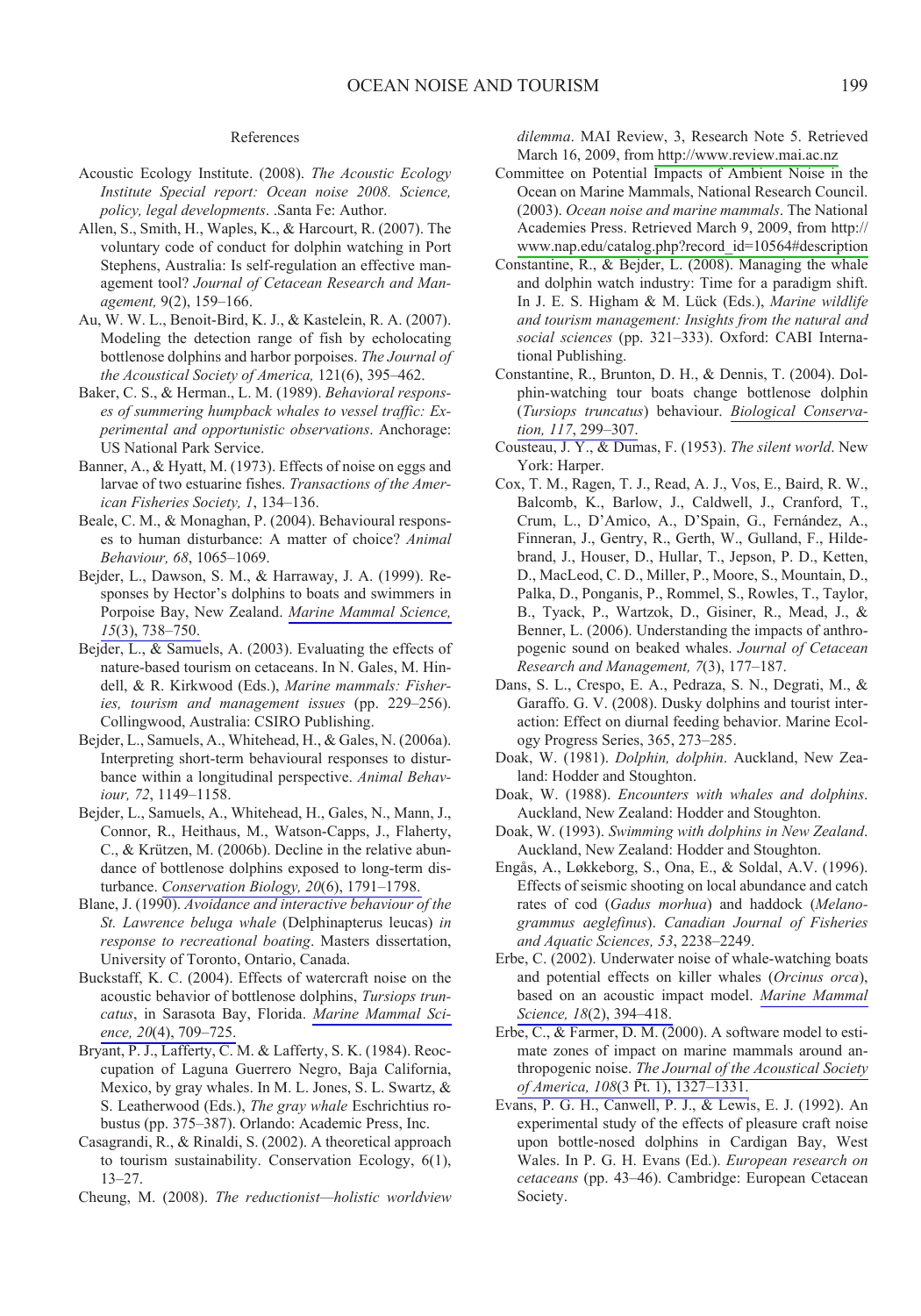References

Acoustic Ecology Institute. (2008). *The Acoustic Ecology Institute Special report: Ocean noise 2008. Science, policy, legal developments*. .Santa Fe: Author.

Allen, S., Smith, H., Waples, K., & Harcourt, R. (2007). The voluntary code of conduct for dolphin watching in Port Stephens, Australia: Is self-regulation an effective management tool? *Journal of Cetacean Research and Management,* 9(2), 159–166.

Au, W. W. L., Benoit-Bird, K. J., & Kastelein, R. A. (2007). Modeling the detection range of fish by echolocating bottlenose dolphins and harbor porpoises. *The Journal of the Acoustical Society of America,* 121(6), 395–462.

Baker, C. S., & Herman., L. M. (1989). *Behavioral responses of summering humpback whales to vessel traffic: Experimental and opportunistic observations*. Anchorage: US National Park Service.

Banner, A., & Hyatt, M. (1973). Effects of noise on eggs and larvae of two estuarine fishes. *Transactions of the American Fisheries Society, 1*, 134–136.

Beale, C. M., & Monaghan, P. (2004). Behavioural responses to human disturbance: A matter of choice? *Animal Behaviour, 68*, 1065–1069.

Bejder, L., Dawson, S. M., & Harraway, J. A. (1999). Responses by Hector's dolphins to boats and swimmers in Porpoise Bay, New Zealand. *Marine Mammal Science, 15*(3), 738–750.

Bejder, L., & Samuels, A. (2003). Evaluating the effects of nature-based tourism on cetaceans. In N. Gales, M. Hindell, & R. Kirkwood (Eds.), *Marine mammals: Fisheries, tourism and management issues* (pp. 229–256). Collingwood, Australia: CSIRO Publishing.

Bejder, L., Samuels, A., Whitehead, H., & Gales, N. (2006a). Interpreting short-term behavioural responses to disturbance within a longitudinal perspective. *Animal Behaviour, 72*, 1149–1158.

Bejder, L., Samuels, A., Whitehead, H., Gales, N., Mann, J., Connor, R., Heithaus, M., Watson-Capps, J., Flaherty, C., & Krützen, M. (2006b). Decline in the relative abundance of bottlenose dolphins exposed to long-term disturbance. *Conservation Biology, 20*(6), 1791–1798.

Blane, J. (1990). *Avoidance and interactive behaviour of the St. Lawrence beluga whale* (Delphinapterus leucas) *in response to recreational boating*. Masters dissertation, University of Toronto, Ontario, Canada.

Buckstaff, K. C. (2004). Effects of watercraft noise on the acoustic behavior of bottlenose dolphins, *Tursiops truncatus*, in Sarasota Bay, Florida. *Marine Mammal Science, 20*(4), 709–725.

Bryant, P. J., Lafferty, C. M. & Lafferty, S. K. (1984). Reoccupation of Laguna Guerrero Negro, Baja California, Mexico, by gray whales. In M. L. Jones, S. L. Swartz, & S. Leatherwood (Eds.), *The gray whale* Eschrichtius robustus (pp. 375–387). Orlando: Academic Press, Inc.

Casagrandi, R., & Rinaldi, S. (2002). A theoretical approach to tourism sustainability. Conservation Ecology, 6(1), 13–27.

Cheung, M. (2008). *The reductionist—holistic worldview dilemma*. MAI Review, 3, Research Note 5. Retrieved March 16, 2009, from http://www.review.mai.ac.nz

Committee on Potential Impacts of Ambient Noise in the Ocean on Marine Mammals, National Research Council. (2003). *Ocean noise and marine mammals*. The National Academies Press. Retrieved March 9, 2009, from http://www.nap.edu/catalog.php?record_id=10564#description

Constantine, R., & Bejder, L. (2008). Managing the whale and dolphin watch industry: Time for a paradigm shift. In J. E. S. Higham & M. Lück (Eds.), *Marine wildlife and tourism management: Insights from the natural and social sciences* (pp. 321–333). Oxford: CABI International Publishing.

Constantine, R., Brunton, D. H., & Dennis, T. (2004). Dolphin-watching tour boats change bottlenose dolphin (*Tursiops truncatus*) behaviour. *Biological Conservation, 117*, 299–307.

Cousteau, J. Y., & Dumas, F. (1953). *The silent world*. New York: Harper.

Cox, T. M., Ragen, T. J., Read, A. J., Vos, E., Baird, R. W., Balcomb, K., Barlow, J., Caldwell, J., Cranford, T., Crum, L., D'Amico, A., D'Spain, G., Fernández, A., Finneran, J., Gentry, R., Gerth, W., Gulland, F., Hildebrand, J., Houser, D., Hullar, T., Jepson, P. D., Ketten, D., MacLeod, C. D., Miller, P., Moore, S., Mountain, D., Palka, D., Ponganis, P., Rommel, S., Rowles, T., Taylor, B., Tyack, P., Wartzok, D., Gisiner, R., Mead, J., & Benner, L. (2006). Understanding the impacts of anthropogenic sound on beaked whales. *Journal of Cetacean Research and Management, 7*(3), 177–187.

Dans, S. L., Crespo, E. A., Pedraza, S. N., Degrati, M., & Garaffo. G. V. (2008). Dusky dolphins and tourist interaction: Effect on diurnal feeding behavior. Marine Ecology Progress Series, 365, 273–285.

Doak, W. (1981). *Dolphin, dolphin*. Auckland, New Zealand: Hodder and Stoughton.

Doak, W. (1988). *Encounters with whales and dolphins*. Auckland, New Zealand: Hodder and Stoughton.

Doak, W. (1993). *Swimming with dolphins in New Zealand*. Auckland, New Zealand: Hodder and Stoughton.

Engås, A., Løkkeborg, S., Ona, E., & Soldal, A.V. (1996). Effects of seismic shooting on local abundance and catch rates of cod (*Gadus morhua*) and haddock (*Melanogrammus aeglefinus*). *Canadian Journal of Fisheries and Aquatic Sciences, 53*, 2238–2249.

Erbe, C. (2002). Underwater noise of whale-watching boats and potential effects on killer whales (*Orcinus orca*), based on an acoustic impact model. *Marine Mammal Science, 18*(2), 394–418.

Erbe, C., & Farmer, D. M. (2000). A software model to estimate zones of impact on marine mammals around anthropogenic noise. *The Journal of the Acoustical Society of America, 108*(3 Pt. 1), 1327–1331.

Evans, P. G. H., Canwell, P. J., & Lewis, E. J. (1992). An experimental study of the effects of pleasure craft noise upon bottle-nosed dolphins in Cardigan Bay, West Wales. In P. G. H. Evans (Ed.). *European research on cetaceans* (pp. 43–46). Cambridge: European Cetacean Society.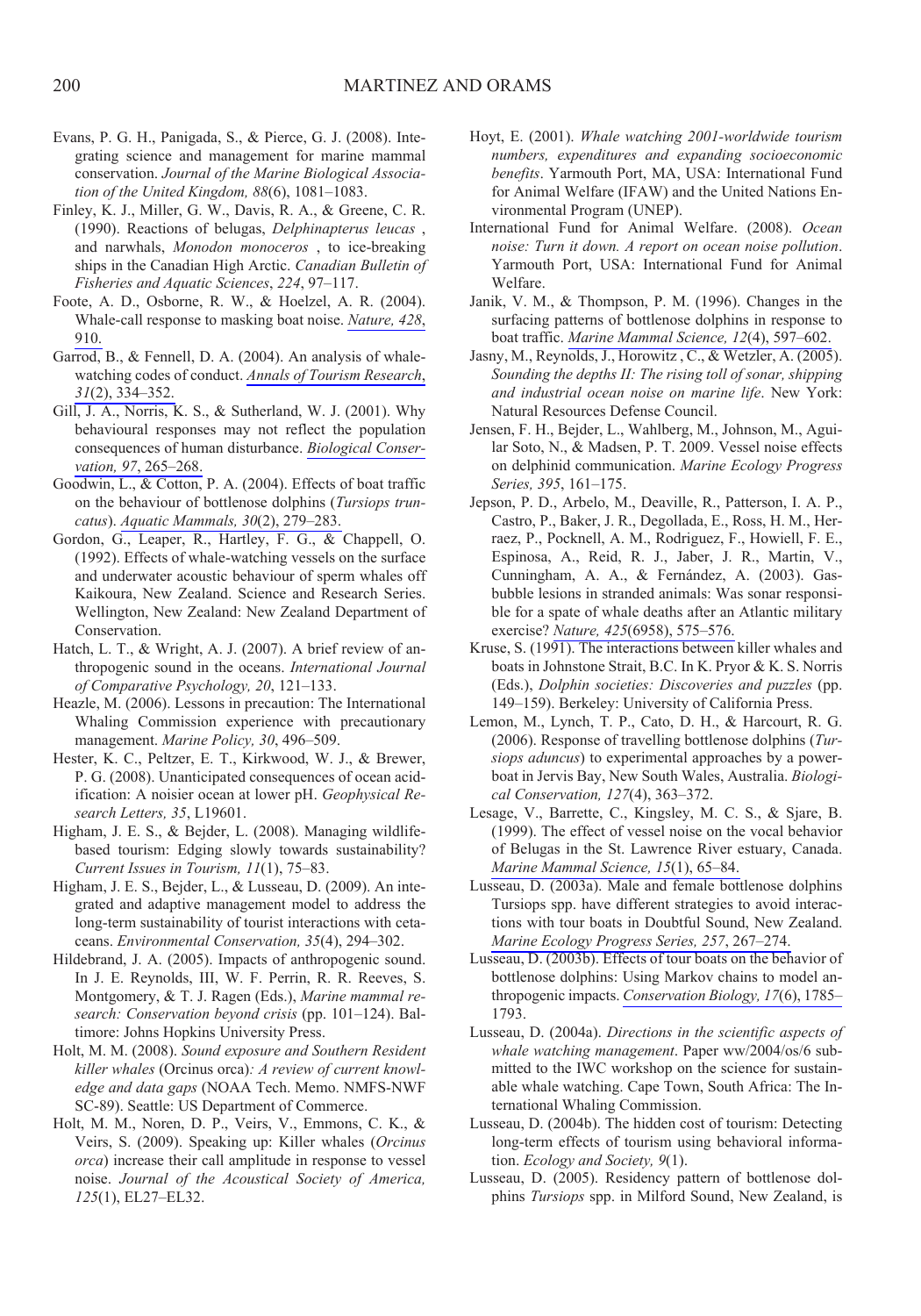Evans, P. G. H., Panigada, S., & Pierce, G. J. (2008). Integrating science and management for marine mammal conservation. *Journal of the Marine Biological Association of the United Kingdom, 88*(6), 1081–1083.

Finley, K. J., Miller, G. W., Davis, R. A., & Greene, C. R. (1990). Reactions of belugas, *Delphinapterus leucas* , and narwhals, *Monodon monoceros* , to ice-breaking ships in the Canadian High Arctic. *Canadian Bulletin of Fisheries and Aquatic Sciences*, *224*, 97–117.

Foote, A. D., Osborne, R. W., & Hoelzel, A. R. (2004). Whale-call response to masking boat noise. *Nature, 428*, 910.

Garrod, B., & Fennell, D. A. (2004). An analysis of whale-watching codes of conduct. *Annals of Tourism Research*, *31*(2), 334–352.

Gill, J. A., Norris, K. S., & Sutherland, W. J. (2001). Why behavioural responses may not reflect the population consequences of human disturbance. *Biological Conservation, 97*, 265–268.

Goodwin, L., & Cotton, P. A. (2004). Effects of boat traffic on the behaviour of bottlenose dolphins (*Tursiops truncatus*). *Aquatic Mammals, 30*(2), 279–283.

Gordon, G., Leaper, R., Hartley, F. G., & Chappell, O. (1992). Effects of whale-watching vessels on the surface and underwater acoustic behaviour of sperm whales off Kaikoura, New Zealand. Science and Research Series. Wellington, New Zealand: New Zealand Department of Conservation.

Hatch, L. T., & Wright, A. J. (2007). A brief review of anthropogenic sound in the oceans. *International Journal of Comparative Psychology, 20*, 121–133.

Heazle, M. (2006). Lessons in precaution: The International Whaling Commission experience with precautionary management. *Marine Policy, 30*, 496–509.

Hester, K. C., Peltzer, E. T., Kirkwood, W. J., & Brewer, P. G. (2008). Unanticipated consequences of ocean acidification: A noisier ocean at lower pH. *Geophysical Research Letters, 35*, L19601.

Higham, J. E. S., & Bejder, L. (2008). Managing wildlife-based tourism: Edging slowly towards sustainability? *Current Issues in Tourism, 11*(1), 75–83.

Higham, J. E. S., Bejder, L., & Lusseau, D. (2009). An integrated and adaptive management model to address the long-term sustainability of tourist interactions with cetaceans. *Environmental Conservation, 35*(4), 294–302.

Hildebrand, J. A. (2005). Impacts of anthropogenic sound. In J. E. Reynolds, III, W. F. Perrin, R. R. Reeves, S. Montgomery, & T. J. Ragen (Eds.), *Marine mammal research: Conservation beyond crisis* (pp. 101–124). Baltimore: Johns Hopkins University Press.

Holt, M. M. (2008). *Sound exposure and Southern Resident killer whales* (Orcinus orca)*: A review of current knowledge and data gaps* (NOAA Tech. Memo. NMFS-NWF SC-89). Seattle: US Department of Commerce.

Holt, M. M., Noren, D. P., Veirs, V., Emmons, C. K., & Veirs, S. (2009). Speaking up: Killer whales (*Orcinus orca*) increase their call amplitude in response to vessel noise. *Journal of the Acoustical Society of America, 125*(1), EL27–EL32.

Hoyt, E. (2001). *Whale watching 2001-worldwide tourism numbers, expenditures and expanding socioeconomic benefits*. Yarmouth Port, MA, USA: International Fund for Animal Welfare (IFAW) and the United Nations Environmental Program (UNEP).

International Fund for Animal Welfare. (2008). *Ocean noise: Turn it down. A report on ocean noise pollution*. Yarmouth Port, USA: International Fund for Animal Welfare.

Janik, V. M., & Thompson, P. M. (1996). Changes in the surfacing patterns of bottlenose dolphins in response to boat traffic. *Marine Mammal Science, 12*(4), 597–602.

Jasny, M., Reynolds, J., Horowitz , C., & Wetzler, A. (2005). *Sounding the depths II: The rising toll of sonar, shipping and industrial ocean noise on marine life*. New York: Natural Resources Defense Council.

Jensen, F. H., Bejder, L., Wahlberg, M., Johnson, M., Aguilar Soto, N., & Madsen, P. T. 2009. Vessel noise effects on delphinid communication. *Marine Ecology Progress Series, 395*, 161–175.

Jepson, P. D., Arbelo, M., Deaville, R., Patterson, I. A. P., Castro, P., Baker, J. R., Degollada, E., Ross, H. M., Herraez, P., Pocknell, A. M., Rodriguez, F., Howiell, F. E., Espinosa, A., Reid, R. J., Jaber, J. R., Martin, V., Cunningham, A. A., & Fernández, A. (2003). Gas-bubble lesions in stranded animals: Was sonar responsible for a spate of whale deaths after an Atlantic military exercise? *Nature, 425*(6958), 575–576.

Kruse, S. (1991). The interactions between killer whales and boats in Johnstone Strait, B.C. In K. Pryor & K. S. Norris (Eds.), *Dolphin societies: Discoveries and puzzles* (pp. 149–159). Berkeley: University of California Press.

Lemon, M., Lynch, T. P., Cato, D. H., & Harcourt, R. G. (2006). Response of travelling bottlenose dolphins (*Tursiops aduncus*) to experimental approaches by a powerboat in Jervis Bay, New South Wales, Australia. *Biological Conservation, 127*(4), 363–372.

Lesage, V., Barrette, C., Kingsley, M. C. S., & Sjare, B. (1999). The effect of vessel noise on the vocal behavior of Belugas in the St. Lawrence River estuary, Canada. *Marine Mammal Science, 15*(1), 65–84.

Lusseau, D. (2003a). Male and female bottlenose dolphins Tursiops spp. have different strategies to avoid interactions with tour boats in Doubtful Sound, New Zealand. *Marine Ecology Progress Series, 257*, 267–274.

Lusseau, D. (2003b). Effects of tour boats on the behavior of bottlenose dolphins: Using Markov chains to model anthropogenic impacts. *Conservation Biology, 17*(6), 1785–1793.

Lusseau, D. (2004a). *Directions in the scientific aspects of whale watching management*. Paper ww/2004/os/6 submitted to the IWC workshop on the science for sustainable whale watching. Cape Town, South Africa: The International Whaling Commission.

Lusseau, D. (2004b). The hidden cost of tourism: Detecting long-term effects of tourism using behavioral information. *Ecology and Society, 9*(1).

Lusseau, D. (2005). Residency pattern of bottlenose dolphins *Tursiops* spp. in Milford Sound, New Zealand, is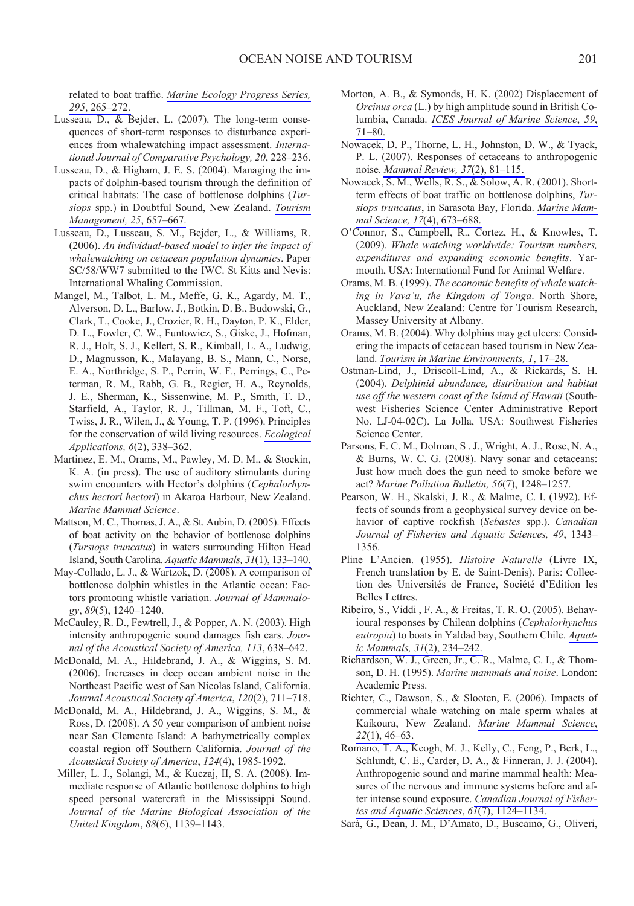related to boat traffic. *Marine Ecology Progress Series, 295*, 265–272.

Lusseau, D., & Bejder, L. (2007). The long-term consequences of short-term responses to disturbance experiences from whalewatching impact assessment. *International Journal of Comparative Psychology, 20*, 228–236.

Lusseau, D., & Higham, J. E. S. (2004). Managing the impacts of dolphin-based tourism through the definition of critical habitats: The case of bottlenose dolphins (*Tursiops* spp.) in Doubtful Sound, New Zealand. *Tourism Management, 25*, 657–667.

Lusseau, D., Lusseau, S. M., Bejder, L., & Williams, R. (2006). *An individual-based model to infer the impact of whalewatching on cetacean population dynamics*. Paper SC/58/WW7 submitted to the IWC. St Kitts and Nevis: International Whaling Commission.

Mangel, M., Talbot, L. M., Meffe, G. K., Agardy, M. T., Alverson, D. L., Barlow, J., Botkin, D. B., Budowski, G., Clark, T., Cooke, J., Crozier, R. H., Dayton, P. K., Elder, D. L., Fowler, C. W., Funtowicz, S., Giske, J., Hofman, R. J., Holt, S. J., Kellert, S. R., Kimball, L. A., Ludwig, D., Magnusson, K., Malayang, B. S., Mann, C., Norse, E. A., Northridge, S. P., Perrin, W. F., Perrings, C., Peterman, R. M., Rabb, G. B., Regier, H. A., Reynolds, J. E., Sherman, K., Sissenwine, M. P., Smith, T. D., Starfield, A., Taylor, R. J., Tillman, M. F., Toft, C., Twiss, J. R., Wilen, J., & Young, T. P. (1996). Principles for the conservation of wild living resources. *Ecological Applications, 6*(2), 338–362.

Martinez, E. M., Orams, M., Pawley, M. D. M., & Stockin, K. A. (in press). The use of auditory stimulants during swim encounters with Hector's dolphins (*Cephalorhynchus hectori hectori*) in Akaroa Harbour, New Zealand. *Marine Mammal Science*.

Mattson, M. C., Thomas, J. A., & St. Aubin, D. (2005). Effects of boat activity on the behavior of bottlenose dolphins (*Tursiops truncatus*) in waters surrounding Hilton Head Island, South Carolina. *Aquatic Mammals, 31*(1), 133–140.

May-Collado, L. J., & Wartzok, D. (2008). A comparison of bottlenose dolphin whistles in the Atlantic ocean: Factors promoting whistle variation. *Journal of Mammalogy*, *89*(5), 1240–1240.

McCauley, R. D., Fewtrell, J., & Popper, A. N. (2003). High intensity anthropogenic sound damages fish ears. *Journal of the Acoustical Society of America, 113*, 638–642.

McDonald, M. A., Hildebrand, J. A., & Wiggins, S. M. (2006). Increases in deep ocean ambient noise in the Northeast Pacific west of San Nicolas Island, California. *Journal Acoustical Society of America*, *120*(2), 711–718.

McDonald, M. A., Hildebrand, J. A., Wiggins, S. M., & Ross, D. (2008). A 50 year comparison of ambient noise near San Clemente Island: A bathymetrically complex coastal region off Southern California. *Journal of the Acoustical Society of America*, *124*(4), 1985-1992.

Miller, L. J., Solangi, M., & Kuczaj, II, S. A. (2008). Immediate response of Atlantic bottlenose dolphins to high speed personal watercraft in the Mississippi Sound. *Journal of the Marine Biological Association of the United Kingdom*, *88*(6), 1139–1143.

Morton, A. B., & Symonds, H. K. (2002) Displacement of *Orcinus orca* (L.) by high amplitude sound in British Columbia, Canada. *ICES Journal of Marine Science*, *59*, 71–80.

Nowacek, D. P., Thorne, L. H., Johnston, D. W., & Tyack, P. L. (2007). Responses of cetaceans to anthropogenic noise. *Mammal Review, 37*(2), 81–115.

Nowacek, S. M., Wells, R. S., & Solow, A. R. (2001). Short-term effects of boat traffic on bottlenose dolphins, *Tursiops truncatus*, in Sarasota Bay, Florida. *Marine Mammal Science, 17*(4), 673–688.

O'Connor, S., Campbell, R., Cortez, H., & Knowles, T. (2009). *Whale watching worldwide: Tourism numbers, expenditures and expanding economic benefits*. Yarmouth, USA: International Fund for Animal Welfare.

Orams, M. B. (1999). *The economic benefits of whale watching in Vava'u, the Kingdom of Tonga*. North Shore, Auckland, New Zealand: Centre for Tourism Research, Massey University at Albany.

Orams, M. B. (2004). Why dolphins may get ulcers: Considering the impacts of cetacean based tourism in New Zealand. *Tourism in Marine Environments, 1*, 17–28.

Ostman-Lind, J., Driscoll-Lind, A., & Rickards, S. H. (2004). *Delphinid abundance, distribution and habitat use off the western coast of the Island of Hawaii* (Southwest Fisheries Science Center Administrative Report No. LJ-04-02C). La Jolla, USA: Southwest Fisheries Science Center.

Parsons, E. C. M., Dolman, S . J., Wright, A. J., Rose, N. A., & Burns, W. C. G. (2008). Navy sonar and cetaceans: Just how much does the gun need to smoke before we act? *Marine Pollution Bulletin, 56*(7), 1248–1257.

Pearson, W. H., Skalski, J. R., & Malme, C. I. (1992). Effects of sounds from a geophysical survey device on behavior of captive rockfish (*Sebastes* spp.). *Canadian Journal of Fisheries and Aquatic Sciences, 49*, 1343–1356.

Pline L'Ancien. (1955). *Histoire Naturelle* (Livre IX, French translation by E. de Saint-Denis). Paris: Collection des Universités de France, Société d'Edition les Belles Lettres.

Ribeiro, S., Viddi , F. A., & Freitas, T. R. O. (2005). Behavioural responses by Chilean dolphins (*Cephalorhynchus eutropia*) to boats in Yaldad bay, Southern Chile. *Aquatic Mammals, 31*(2), 234–242.

Richardson, W. J., Green, Jr., C. R., Malme, C. I., & Thomson, D. H. (1995). *Marine mammals and noise*. London: Academic Press.

Richter, C., Dawson, S., & Slooten, E. (2006). Impacts of commercial whale watching on male sperm whales at Kaikoura, New Zealand. *Marine Mammal Science*, *22*(1), 46–63.

Romano, T. A., Keogh, M. J., Kelly, C., Feng, P., Berk, L., Schlundt, C. E., Carder, D. A., & Finneran, J. J. (2004). Anthropogenic sound and marine mammal health: Measures of the nervous and immune systems before and after intense sound exposure. *Canadian Journal of Fisheries and Aquatic Sciences*, *61*(7), 1124–1134.

Sarà, G., Dean, J. M., D'Amato, D., Buscaino, G., Oliveri,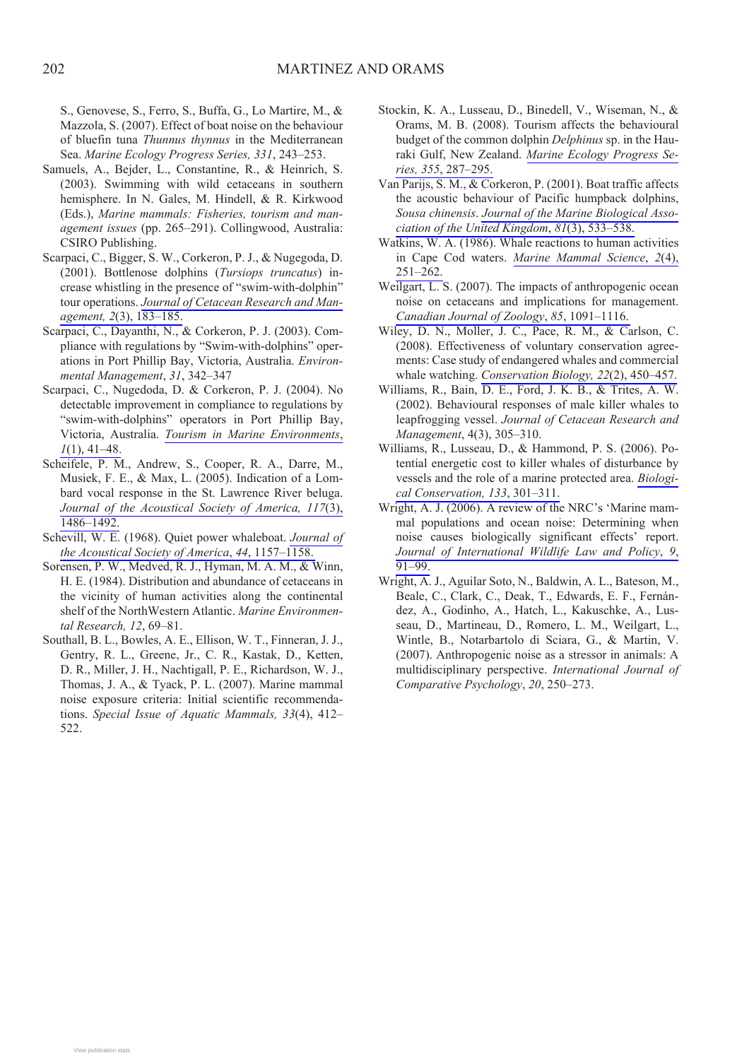S., Genovese, S., Ferro, S., Buffa, G., Lo Martire, M., & Mazzola, S. (2007). Effect of boat noise on the behaviour of bluefin tuna *Thunnus thynnus* in the Mediterranean Sea. *Marine Ecology Progress Series, 331*, 243–253.

Samuels, A., Bejder, L., Constantine, R., & Heinrich, S. (2003). Swimming with wild cetaceans in southern hemisphere. In N. Gales, M. Hindell, & R. Kirkwood (Eds.), *Marine mammals: Fisheries, tourism and management issues* (pp. 265–291). Collingwood, Australia: CSIRO Publishing.

Scarpaci, C., Bigger, S. W., Corkeron, P. J., & Nugegoda, D. (2001). Bottlenose dolphins (*Tursiops truncatus*) increase whistling in the presence of "swim-with-dolphin" tour operations. *Journal of Cetacean Research and Management, 2*(3), 183–185.

Scarpaci, C., Dayanthi, N., & Corkeron, P. J. (2003). Compliance with regulations by "Swim-with-dolphins" operations in Port Phillip Bay, Victoria, Australia. *Environmental Management*, *31*, 342–347

Scarpaci, C., Nugedoda, D. & Corkeron, P. J. (2004). No detectable improvement in compliance to regulations by "swim-with-dolphins" operators in Port Phillip Bay, Victoria, Australia. *Tourism in Marine Environments*, *1*(1), 41–48.

Scheifele, P. M., Andrew, S., Cooper, R. A., Darre, M., Musiek, F. E., & Max, L. (2005). Indication of a Lombard vocal response in the St. Lawrence River beluga. *Journal of the Acoustical Society of America, 117*(3), 1486–1492.

Schevill, W. E. (1968). Quiet power whaleboat. *Journal of the Acoustical Society of America*, *44*, 1157–1158.

Sorensen, P. W., Medved, R. J., Hyman, M. A. M., & Winn, H. E. (1984). Distribution and abundance of cetaceans in the vicinity of human activities along the continental shelf of the NorthWestern Atlantic. *Marine Environmental Research, 12*, 69–81.

Southall, B. L., Bowles, A. E., Ellison, W. T., Finneran, J. J., Gentry, R. L., Greene, Jr., C. R., Kastak, D., Ketten, D. R., Miller, J. H., Nachtigall, P. E., Richardson, W. J., Thomas, J. A., & Tyack, P. L. (2007). Marine mammal noise exposure criteria: Initial scientific recommendations. *Special Issue of Aquatic Mammals, 33*(4), 412–522.

Stockin, K. A., Lusseau, D., Binedell, V., Wiseman, N., & Orams, M. B. (2008). Tourism affects the behavioural budget of the common dolphin *Delphinus* sp. in the Hauraki Gulf, New Zealand. *Marine Ecology Progress Series, 355*, 287–295.

Van Parijs, S. M., & Corkeron, P. (2001). Boat traffic affects the acoustic behaviour of Pacific humpback dolphins, *Sousa chinensis*. *Journal of the Marine Biological Association of the United Kingdom*, *81*(3), 533–538.

Watkins, W. A. (1986). Whale reactions to human activities in Cape Cod waters. *Marine Mammal Science*, *2*(4), 251–262.

Weilgart, L. S. (2007). The impacts of anthropogenic ocean noise on cetaceans and implications for management. *Canadian Journal of Zoology*, *85*, 1091–1116.

Wiley, D. N., Moller, J. C., Pace, R. M., & Carlson, C. (2008). Effectiveness of voluntary conservation agreements: Case study of endangered whales and commercial whale watching. *Conservation Biology, 22*(2), 450–457.

Williams, R., Bain, D. E., Ford, J. K. B., & Trites, A. W. (2002). Behavioural responses of male killer whales to leapfrogging vessel. *Journal of Cetacean Research and Management*, 4(3), 305–310.

Williams, R., Lusseau, D., & Hammond, P. S. (2006). Potential energetic cost to killer whales of disturbance by vessels and the role of a marine protected area. *Biological Conservation, 133*, 301–311.

Wright, A. J. (2006). A review of the NRC's 'Marine mammal populations and ocean noise: Determining when noise causes biologically significant effects' report. *Journal of International Wildlife Law and Policy*, *9*, 91–99.

Wright, A. J., Aguilar Soto, N., Baldwin, A. L., Bateson, M., Beale, C., Clark, C., Deak, T., Edwards, E. F., Fernández, A., Godinho, A., Hatch, L., Kakuschke, A., Lusseau, D., Martineau, D., Romero, L. M., Weilgart, L., Wintle, B., Notarbartolo di Sciara, G., & Martin, V. (2007). Anthropogenic noise as a stressor in animals: A multidisciplinary perspective. *International Journal of Comparative Psychology*, *20*, 250–273.